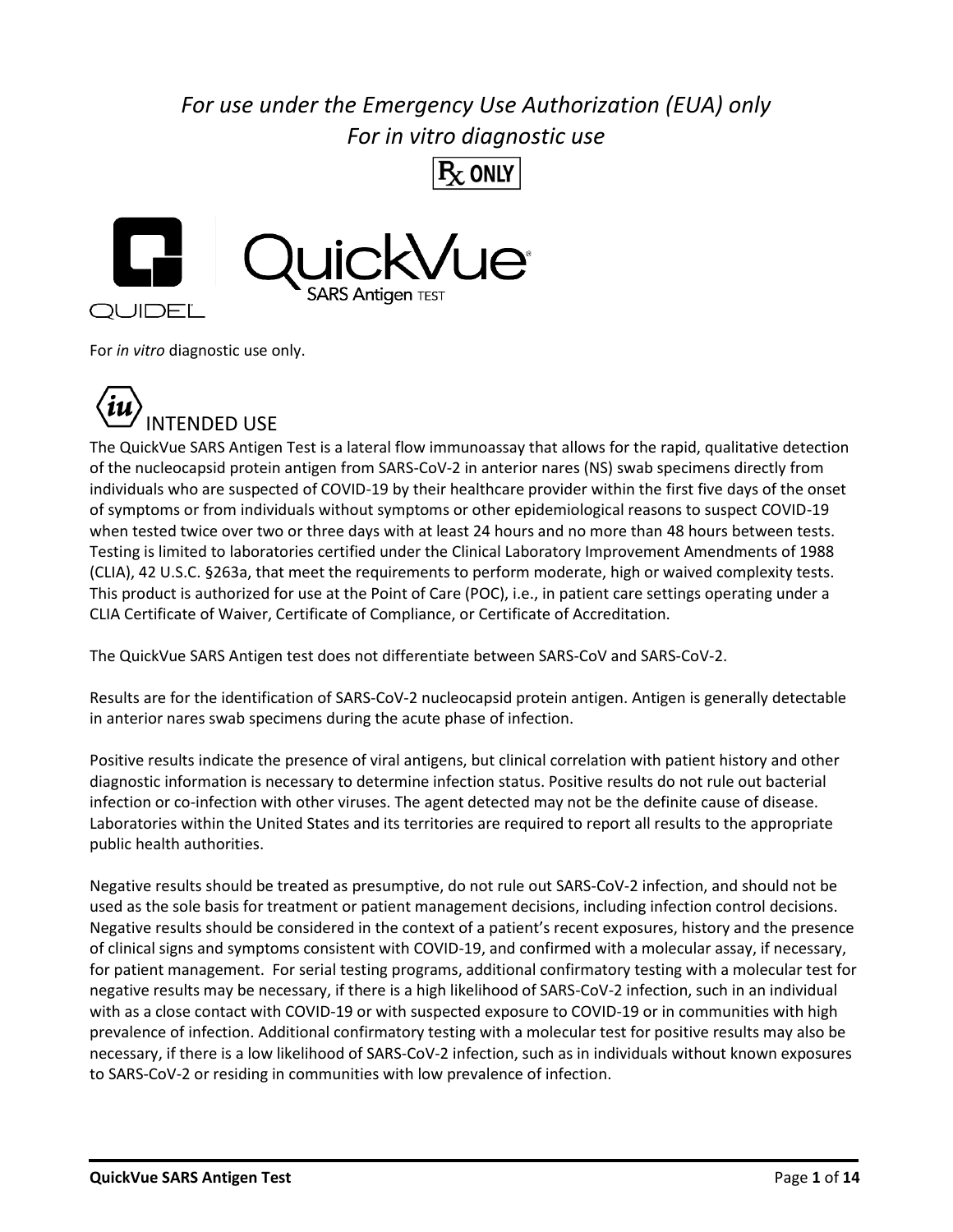*For use under the Emergency Use Authorization (EUA) only*
*For in vitro diagnostic use*

Rx ONLY

QUIDEL

# QuickVue SARS Antigen TEST

For *in vitro* diagnostic use only.

## INTENDED USE

The QuickVue SARS Antigen Test is a lateral flow immunoassay that allows for the rapid, qualitative detection of the nucleocapsid protein antigen from SARS-CoV-2 in anterior nares (NS) swab specimens directly from individuals who are suspected of COVID-19 by their healthcare provider within the first five days of the onset of symptoms or from individuals without symptoms or other epidemiological reasons to suspect COVID-19 when tested twice over two or three days with at least 24 hours and no more than 48 hours between tests. Testing is limited to laboratories certified under the Clinical Laboratory Improvement Amendments of 1988 (CLIA), 42 U.S.C. §263a, that meet the requirements to perform moderate, high or waived complexity tests. This product is authorized for use at the Point of Care (POC), i.e., in patient care settings operating under a CLIA Certificate of Waiver, Certificate of Compliance, or Certificate of Accreditation.

The QuickVue SARS Antigen test does not differentiate between SARS-CoV and SARS-CoV-2.

Results are for the identification of SARS-CoV-2 nucleocapsid protein antigen. Antigen is generally detectable in anterior nares swab specimens during the acute phase of infection.

Positive results indicate the presence of viral antigens, but clinical correlation with patient history and other diagnostic information is necessary to determine infection status. Positive results do not rule out bacterial infection or co-infection with other viruses. The agent detected may not be the definite cause of disease. Laboratories within the United States and its territories are required to report all results to the appropriate public health authorities.

Negative results should be treated as presumptive, do not rule out SARS-CoV-2 infection, and should not be used as the sole basis for treatment or patient management decisions, including infection control decisions. Negative results should be considered in the context of a patient's recent exposures, history and the presence of clinical signs and symptoms consistent with COVID-19, and confirmed with a molecular assay, if necessary, for patient management. For serial testing programs, additional confirmatory testing with a molecular test for negative results may be necessary, if there is a high likelihood of SARS-CoV-2 infection, such in an individual with as a close contact with COVID-19 or with suspected exposure to COVID-19 or in communities with high prevalence of infection. Additional confirmatory testing with a molecular test for positive results may also be necessary, if there is a low likelihood of SARS-CoV-2 infection, such as in individuals without known exposures to SARS-CoV-2 or residing in communities with low prevalence of infection.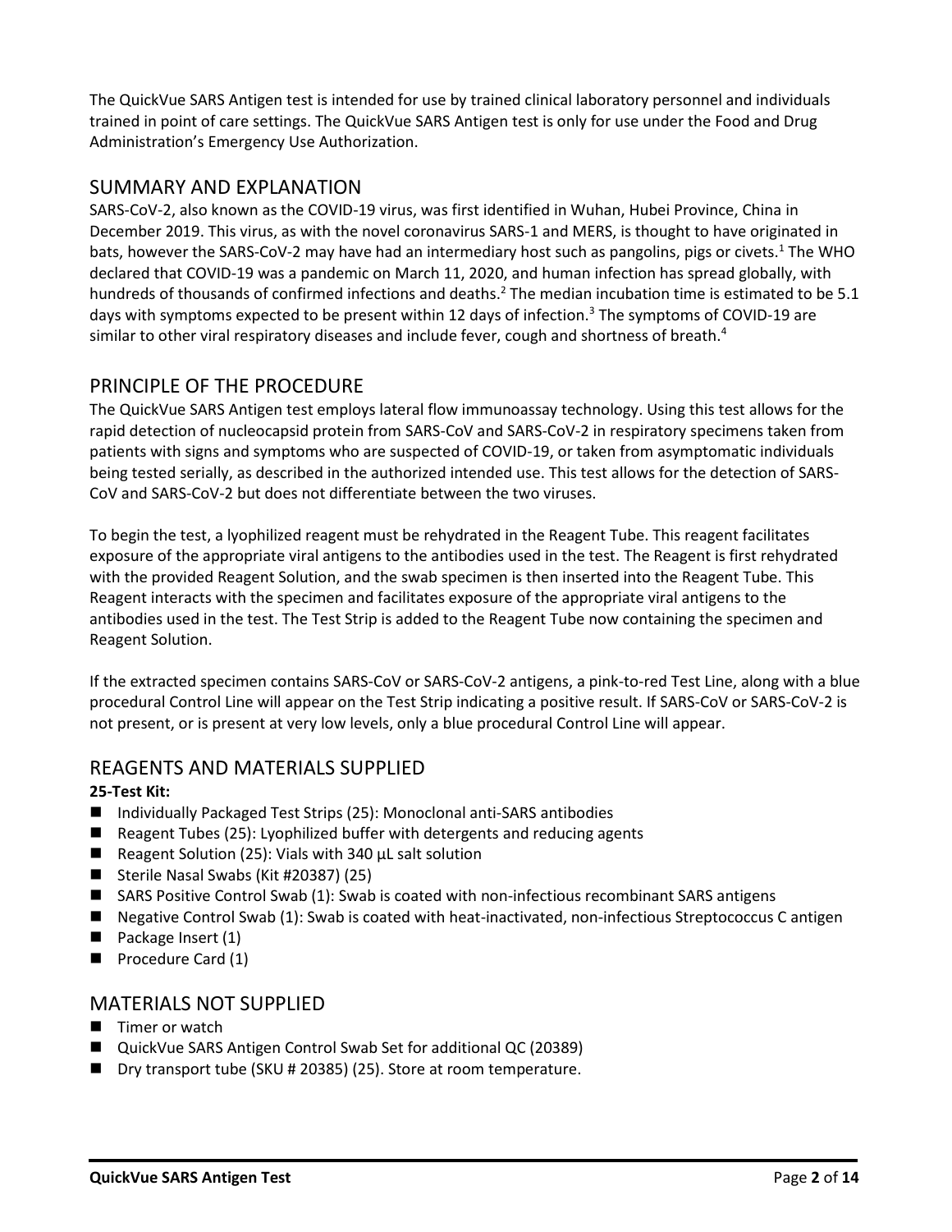The QuickVue SARS Antigen test is intended for use by trained clinical laboratory personnel and individuals trained in point of care settings. The QuickVue SARS Antigen test is only for use under the Food and Drug Administration's Emergency Use Authorization.

## SUMMARY AND EXPLANATION

SARS-CoV-2, also known as the COVID-19 virus, was first identified in Wuhan, Hubei Province, China in December 2019. This virus, as with the novel coronavirus SARS-1 and MERS, is thought to have originated in bats, however the SARS-CoV-2 may have had an intermediary host such as pangolins, pigs or civets.[1] The WHO declared that COVID-19 was a pandemic on March 11, 2020, and human infection has spread globally, with hundreds of thousands of confirmed infections and deaths.[2] The median incubation time is estimated to be 5.1 days with symptoms expected to be present within 12 days of infection.[3] The symptoms of COVID-19 are similar to other viral respiratory diseases and include fever, cough and shortness of breath.[4]

## PRINCIPLE OF THE PROCEDURE

The QuickVue SARS Antigen test employs lateral flow immunoassay technology. Using this test allows for the rapid detection of nucleocapsid protein from SARS-CoV and SARS-CoV-2 in respiratory specimens taken from patients with signs and symptoms who are suspected of COVID-19, or taken from asymptomatic individuals being tested serially, as described in the authorized intended use. This test allows for the detection of SARS-CoV and SARS-CoV-2 but does not differentiate between the two viruses.

To begin the test, a lyophilized reagent must be rehydrated in the Reagent Tube. This reagent facilitates exposure of the appropriate viral antigens to the antibodies used in the test. The Reagent is first rehydrated with the provided Reagent Solution, and the swab specimen is then inserted into the Reagent Tube. This Reagent interacts with the specimen and facilitates exposure of the appropriate viral antigens to the antibodies used in the test. The Test Strip is added to the Reagent Tube now containing the specimen and Reagent Solution.

If the extracted specimen contains SARS-CoV or SARS-CoV-2 antigens, a pink-to-red Test Line, along with a blue procedural Control Line will appear on the Test Strip indicating a positive result. If SARS-CoV or SARS-CoV-2 is not present, or is present at very low levels, only a blue procedural Control Line will appear.

## REAGENTS AND MATERIALS SUPPLIED

**25-Test Kit:**

- Individually Packaged Test Strips (25): Monoclonal anti-SARS antibodies
- Reagent Tubes (25): Lyophilized buffer with detergents and reducing agents
- Reagent Solution (25): Vials with 340 µL salt solution
- Sterile Nasal Swabs (Kit #20387) (25)
- SARS Positive Control Swab (1): Swab is coated with non-infectious recombinant SARS antigens
- Negative Control Swab (1): Swab is coated with heat-inactivated, non-infectious Streptococcus C antigen
- Package Insert (1)
- Procedure Card (1)

## MATERIALS NOT SUPPLIED

- Timer or watch
- QuickVue SARS Antigen Control Swab Set for additional QC (20389)
- Dry transport tube (SKU # 20385) (25). Store at room temperature.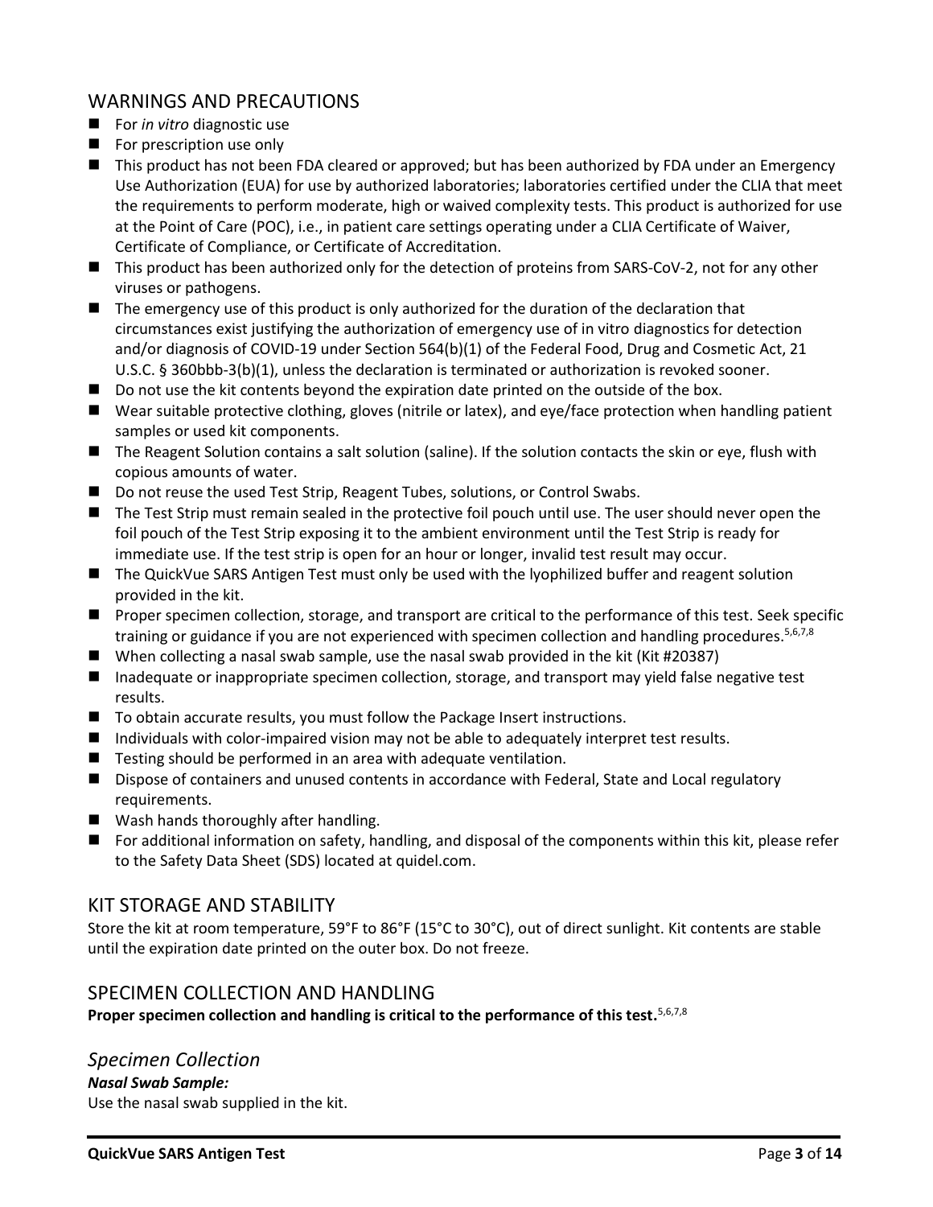## WARNINGS AND PRECAUTIONS

- For *in vitro* diagnostic use
- For prescription use only
- This product has not been FDA cleared or approved; but has been authorized by FDA under an Emergency Use Authorization (EUA) for use by authorized laboratories; laboratories certified under the CLIA that meet the requirements to perform moderate, high or waived complexity tests. This product is authorized for use at the Point of Care (POC), i.e., in patient care settings operating under a CLIA Certificate of Waiver, Certificate of Compliance, or Certificate of Accreditation.
- This product has been authorized only for the detection of proteins from SARS-CoV-2, not for any other viruses or pathogens.
- The emergency use of this product is only authorized for the duration of the declaration that circumstances exist justifying the authorization of emergency use of in vitro diagnostics for detection and/or diagnosis of COVID-19 under Section 564(b)(1) of the Federal Food, Drug and Cosmetic Act, 21 U.S.C. § 360bbb-3(b)(1), unless the declaration is terminated or authorization is revoked sooner.
- Do not use the kit contents beyond the expiration date printed on the outside of the box.
- Wear suitable protective clothing, gloves (nitrile or latex), and eye/face protection when handling patient samples or used kit components.
- The Reagent Solution contains a salt solution (saline). If the solution contacts the skin or eye, flush with copious amounts of water.
- Do not reuse the used Test Strip, Reagent Tubes, solutions, or Control Swabs.
- The Test Strip must remain sealed in the protective foil pouch until use. The user should never open the foil pouch of the Test Strip exposing it to the ambient environment until the Test Strip is ready for immediate use. If the test strip is open for an hour or longer, invalid test result may occur.
- The QuickVue SARS Antigen Test must only be used with the lyophilized buffer and reagent solution provided in the kit.
- Proper specimen collection, storage, and transport are critical to the performance of this test. Seek specific training or guidance if you are not experienced with specimen collection and handling procedures.[5,6,7,8]
- When collecting a nasal swab sample, use the nasal swab provided in the kit (Kit #20387)
- Inadequate or inappropriate specimen collection, storage, and transport may yield false negative test results.
- To obtain accurate results, you must follow the Package Insert instructions.
- Individuals with color-impaired vision may not be able to adequately interpret test results.
- Testing should be performed in an area with adequate ventilation.
- Dispose of containers and unused contents in accordance with Federal, State and Local regulatory requirements.
- Wash hands thoroughly after handling.
- For additional information on safety, handling, and disposal of the components within this kit, please refer to the Safety Data Sheet (SDS) located at quidel.com.

## KIT STORAGE AND STABILITY

Store the kit at room temperature, 59°F to 86°F (15°C to 30°C), out of direct sunlight. Kit contents are stable until the expiration date printed on the outer box. Do not freeze.

## SPECIMEN COLLECTION AND HANDLING

**Proper specimen collection and handling is critical to the performance of this test.**[5,6,7,8]

### *Specimen Collection*

***Nasal Swab Sample:***

Use the nasal swab supplied in the kit.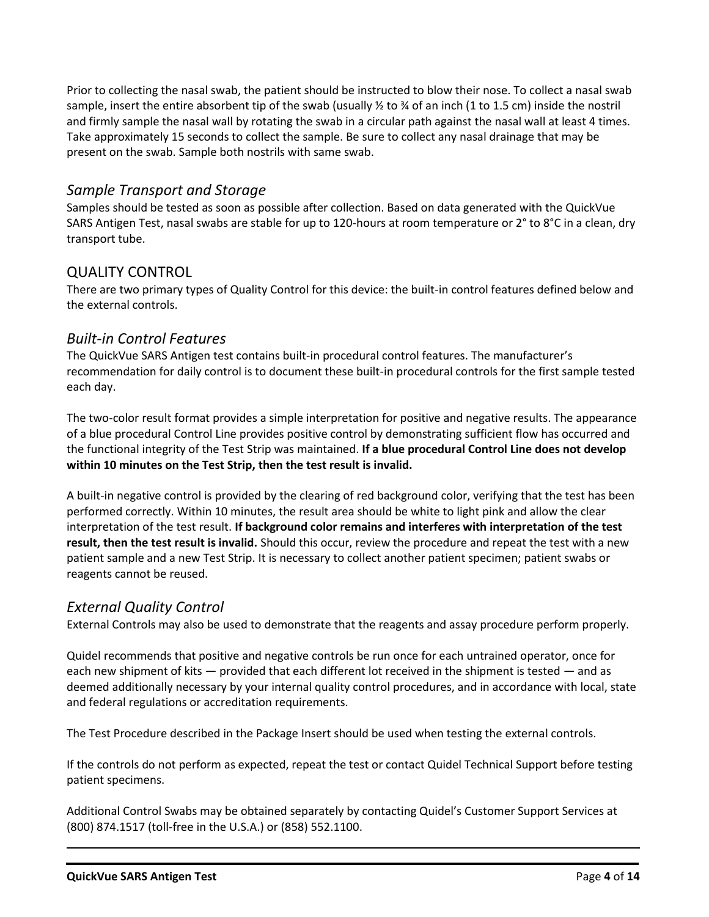Prior to collecting the nasal swab, the patient should be instructed to blow their nose. To collect a nasal swab sample, insert the entire absorbent tip of the swab (usually ½ to ¾ of an inch (1 to 1.5 cm) inside the nostril and firmly sample the nasal wall by rotating the swab in a circular path against the nasal wall at least 4 times. Take approximately 15 seconds to collect the sample. Be sure to collect any nasal drainage that may be present on the swab. Sample both nostrils with same swab.

### *Sample Transport and Storage*

Samples should be tested as soon as possible after collection. Based on data generated with the QuickVue SARS Antigen Test, nasal swabs are stable for up to 120-hours at room temperature or 2° to 8°C in a clean, dry transport tube.

## QUALITY CONTROL

There are two primary types of Quality Control for this device: the built-in control features defined below and the external controls.

### *Built-in Control Features*

The QuickVue SARS Antigen test contains built-in procedural control features. The manufacturer's recommendation for daily control is to document these built-in procedural controls for the first sample tested each day.

The two-color result format provides a simple interpretation for positive and negative results. The appearance of a blue procedural Control Line provides positive control by demonstrating sufficient flow has occurred and the functional integrity of the Test Strip was maintained. **If a blue procedural Control Line does not develop within 10 minutes on the Test Strip, then the test result is invalid.**

A built-in negative control is provided by the clearing of red background color, verifying that the test has been performed correctly. Within 10 minutes, the result area should be white to light pink and allow the clear interpretation of the test result. **If background color remains and interferes with interpretation of the test result, then the test result is invalid.** Should this occur, review the procedure and repeat the test with a new patient sample and a new Test Strip. It is necessary to collect another patient specimen; patient swabs or reagents cannot be reused.

### *External Quality Control*

External Controls may also be used to demonstrate that the reagents and assay procedure perform properly.

Quidel recommends that positive and negative controls be run once for each untrained operator, once for each new shipment of kits — provided that each different lot received in the shipment is tested — and as deemed additionally necessary by your internal quality control procedures, and in accordance with local, state and federal regulations or accreditation requirements.

The Test Procedure described in the Package Insert should be used when testing the external controls.

If the controls do not perform as expected, repeat the test or contact Quidel Technical Support before testing patient specimens.

Additional Control Swabs may be obtained separately by contacting Quidel's Customer Support Services at (800) 874.1517 (toll-free in the U.S.A.) or (858) 552.1100.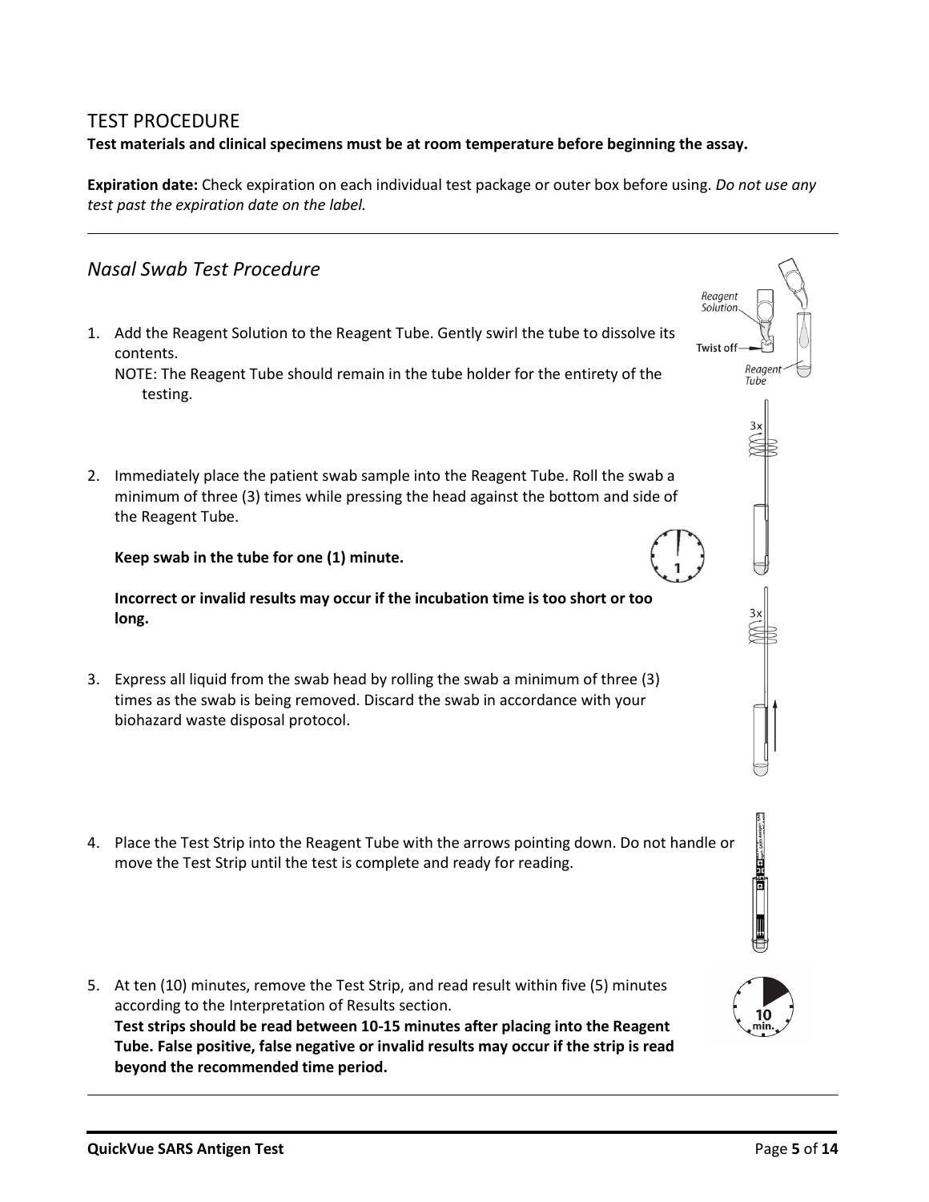## TEST PROCEDURE

**Test materials and clinical specimens must be at room temperature before beginning the assay.**

**Expiration date:** Check expiration on each individual test package or outer box before using. *Do not use any test past the expiration date on the label.*

---

### *Nasal Swab Test Procedure*

1. Add the Reagent Solution to the Reagent Tube. Gently swirl the tube to dissolve its contents.
   NOTE: The Reagent Tube should remain in the tube holder for the entirety of the testing.

2. Immediately place the patient swab sample into the Reagent Tube. Roll the swab a minimum of three (3) times while pressing the head against the bottom and side of the Reagent Tube.

   **Keep swab in the tube for one (1) minute.**

   **Incorrect or invalid results may occur if the incubation time is too short or too long.**

3. Express all liquid from the swab head by rolling the swab a minimum of three (3) times as the swab is being removed. Discard the swab in accordance with your biohazard waste disposal protocol.

4. Place the Test Strip into the Reagent Tube with the arrows pointing down. Do not handle or move the Test Strip until the test is complete and ready for reading.

5. At ten (10) minutes, remove the Test Strip, and read result within five (5) minutes according to the Interpretation of Results section.
   **Test strips should be read between 10-15 minutes after placing into the Reagent Tube. False positive, false negative or invalid results may occur if the strip is read beyond the recommended time period.**

---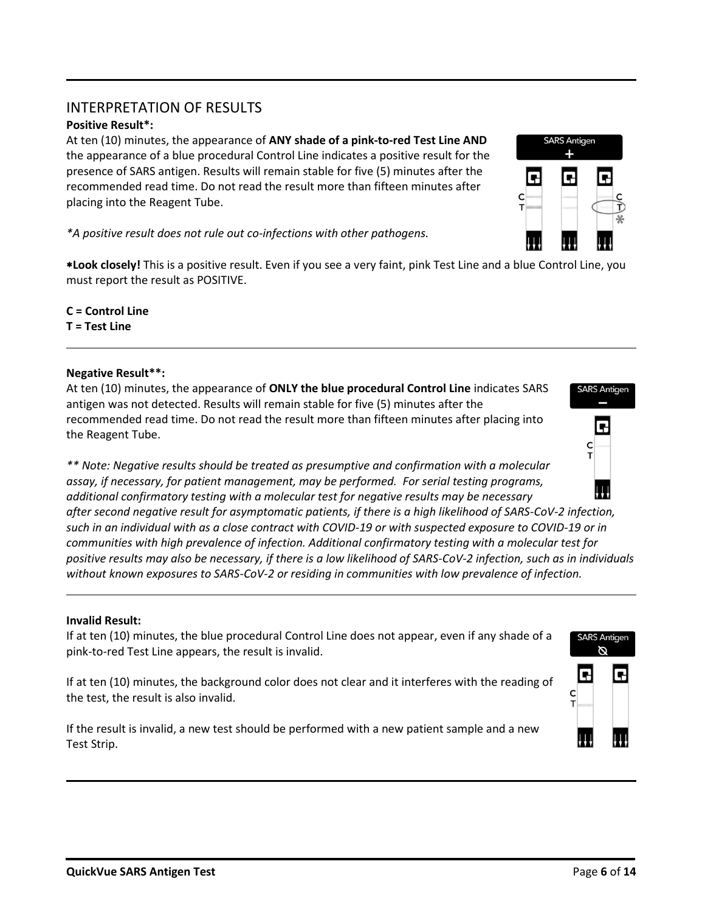## INTERPRETATION OF RESULTS

**Positive Result*:**

At ten (10) minutes, the appearance of **ANY shade of a pink-to-red Test Line AND** the appearance of a blue procedural Control Line indicates a positive result for the presence of SARS antigen. Results will remain stable for five (5) minutes after the recommended read time. Do not read the result more than fifteen minutes after placing into the Reagent Tube.

*\*A positive result does not rule out co-infections with other pathogens.*

✱**Look closely!** This is a positive result. Even if you see a very faint, pink Test Line and a blue Control Line, you must report the result as POSITIVE.

**C = Control Line**
**T = Test Line**

---

**Negative Result**:**

At ten (10) minutes, the appearance of **ONLY the blue procedural Control Line** indicates SARS antigen was not detected. Results will remain stable for five (5) minutes after the recommended read time. Do not read the result more than fifteen minutes after placing into the Reagent Tube.

*\*\* Note: Negative results should be treated as presumptive and confirmation with a molecular assay, if necessary, for patient management, may be performed. For serial testing programs, additional confirmatory testing with a molecular test for negative results may be necessary after second negative result for asymptomatic patients, if there is a high likelihood of SARS-CoV-2 infection, such in an individual with as a close contract with COVID-19 or with suspected exposure to COVID-19 or in communities with high prevalence of infection. Additional confirmatory testing with a molecular test for positive results may also be necessary, if there is a low likelihood of SARS-CoV-2 infection, such as in individuals without known exposures to SARS-CoV-2 or residing in communities with low prevalence of infection.*

---

**Invalid Result:**

If at ten (10) minutes, the blue procedural Control Line does not appear, even if any shade of a pink-to-red Test Line appears, the result is invalid.

If at ten (10) minutes, the background color does not clear and it interferes with the reading of the test, the result is also invalid.

If the result is invalid, a new test should be performed with a new patient sample and a new Test Strip.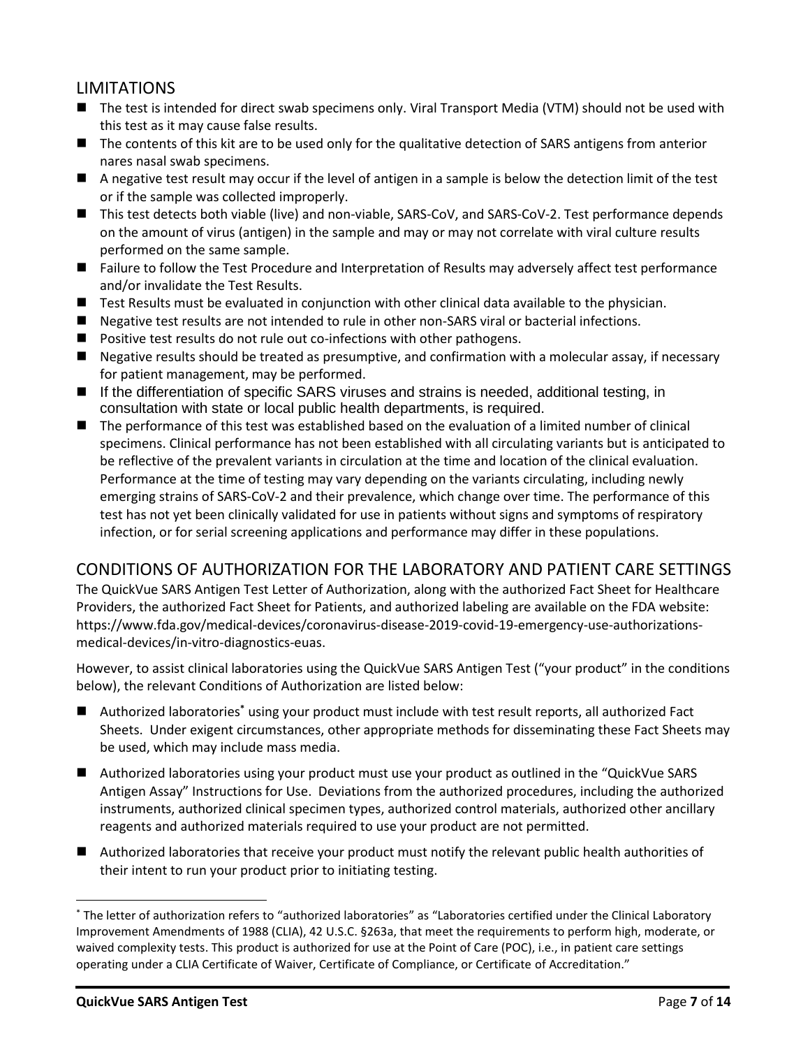## LIMITATIONS

- The test is intended for direct swab specimens only. Viral Transport Media (VTM) should not be used with this test as it may cause false results.
- The contents of this kit are to be used only for the qualitative detection of SARS antigens from anterior nares nasal swab specimens.
- A negative test result may occur if the level of antigen in a sample is below the detection limit of the test or if the sample was collected improperly.
- This test detects both viable (live) and non-viable, SARS-CoV, and SARS-CoV-2. Test performance depends on the amount of virus (antigen) in the sample and may or may not correlate with viral culture results performed on the same sample.
- Failure to follow the Test Procedure and Interpretation of Results may adversely affect test performance and/or invalidate the Test Results.
- Test Results must be evaluated in conjunction with other clinical data available to the physician.
- Negative test results are not intended to rule in other non-SARS viral or bacterial infections.
- Positive test results do not rule out co-infections with other pathogens.
- Negative results should be treated as presumptive, and confirmation with a molecular assay, if necessary for patient management, may be performed.
- If the differentiation of specific SARS viruses and strains is needed, additional testing, in consultation with state or local public health departments, is required.
- The performance of this test was established based on the evaluation of a limited number of clinical specimens. Clinical performance has not been established with all circulating variants but is anticipated to be reflective of the prevalent variants in circulation at the time and location of the clinical evaluation. Performance at the time of testing may vary depending on the variants circulating, including newly emerging strains of SARS-CoV-2 and their prevalence, which change over time. The performance of this test has not yet been clinically validated for use in patients without signs and symptoms of respiratory infection, or for serial screening applications and performance may differ in these populations.

## CONDITIONS OF AUTHORIZATION FOR THE LABORATORY AND PATIENT CARE SETTINGS

The QuickVue SARS Antigen Test Letter of Authorization, along with the authorized Fact Sheet for Healthcare Providers, the authorized Fact Sheet for Patients, and authorized labeling are available on the FDA website: https://www.fda.gov/medical-devices/coronavirus-disease-2019-covid-19-emergency-use-authorizations-medical-devices/in-vitro-diagnostics-euas.

However, to assist clinical laboratories using the QuickVue SARS Antigen Test ("your product" in the conditions below), the relevant Conditions of Authorization are listed below:

- Authorized laboratories* using your product must include with test result reports, all authorized Fact Sheets. Under exigent circumstances, other appropriate methods for disseminating these Fact Sheets may be used, which may include mass media.
- Authorized laboratories using your product must use your product as outlined in the "QuickVue SARS Antigen Assay" Instructions for Use. Deviations from the authorized procedures, including the authorized instruments, authorized clinical specimen types, authorized control materials, authorized other ancillary reagents and authorized materials required to use your product are not permitted.
- Authorized laboratories that receive your product must notify the relevant public health authorities of their intent to run your product prior to initiating testing.

---

* The letter of authorization refers to "authorized laboratories" as "Laboratories certified under the Clinical Laboratory Improvement Amendments of 1988 (CLIA), 42 U.S.C. §263a, that meet the requirements to perform high, moderate, or waived complexity tests. This product is authorized for use at the Point of Care (POC), i.e., in patient care settings operating under a CLIA Certificate of Waiver, Certificate of Compliance, or Certificate of Accreditation."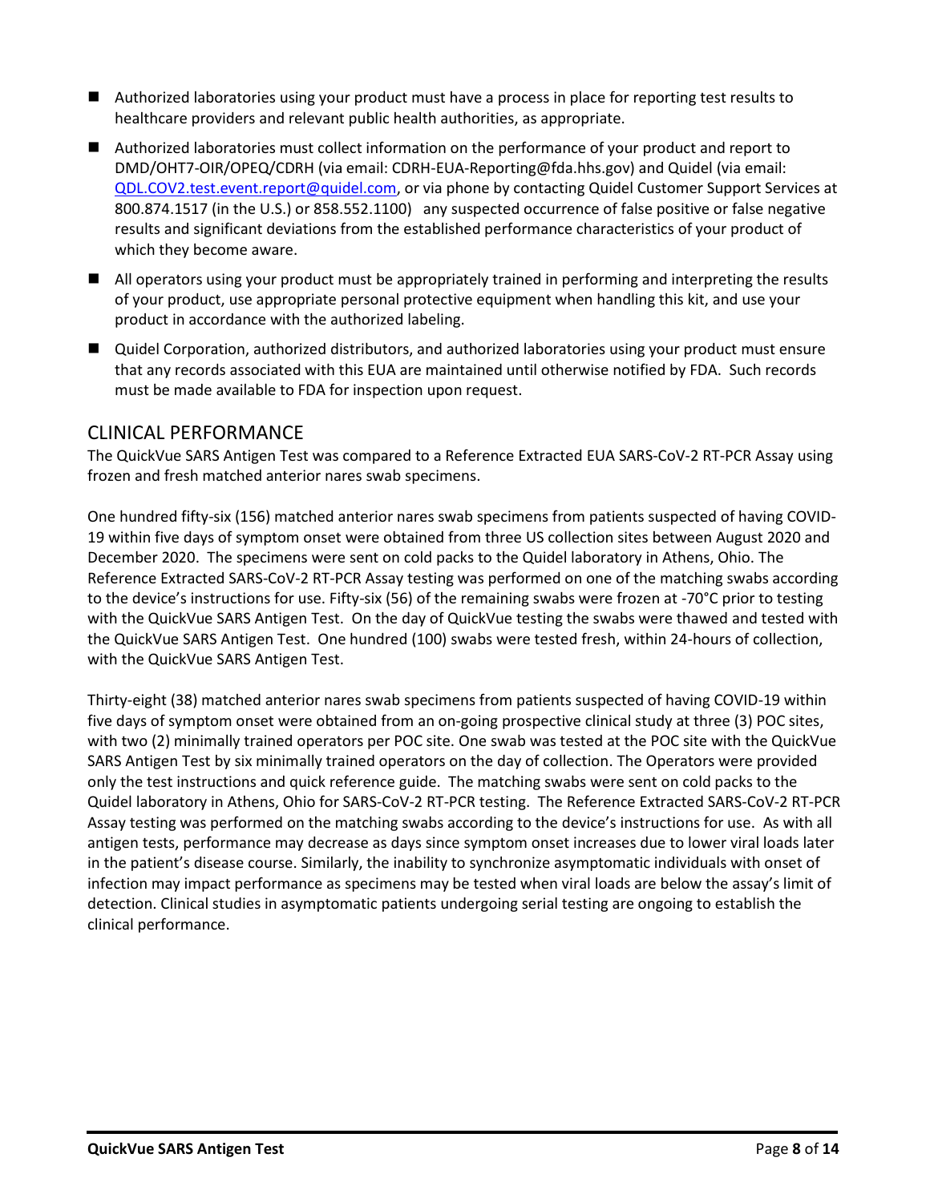- Authorized laboratories using your product must have a process in place for reporting test results to healthcare providers and relevant public health authorities, as appropriate.
- Authorized laboratories must collect information on the performance of your product and report to DMD/OHT7-OIR/OPEQ/CDRH (via email: CDRH-EUA-Reporting@fda.hhs.gov) and Quidel (via email: QDL.COV2.test.event.report@quidel.com, or via phone by contacting Quidel Customer Support Services at 800.874.1517 (in the U.S.) or 858.552.1100) any suspected occurrence of false positive or false negative results and significant deviations from the established performance characteristics of your product of which they become aware.
- All operators using your product must be appropriately trained in performing and interpreting the results of your product, use appropriate personal protective equipment when handling this kit, and use your product in accordance with the authorized labeling.
- Quidel Corporation, authorized distributors, and authorized laboratories using your product must ensure that any records associated with this EUA are maintained until otherwise notified by FDA. Such records must be made available to FDA for inspection upon request.

## CLINICAL PERFORMANCE

The QuickVue SARS Antigen Test was compared to a Reference Extracted EUA SARS-CoV-2 RT-PCR Assay using frozen and fresh matched anterior nares swab specimens.

One hundred fifty-six (156) matched anterior nares swab specimens from patients suspected of having COVID-19 within five days of symptom onset were obtained from three US collection sites between August 2020 and December 2020. The specimens were sent on cold packs to the Quidel laboratory in Athens, Ohio. The Reference Extracted SARS-CoV-2 RT-PCR Assay testing was performed on one of the matching swabs according to the device's instructions for use. Fifty-six (56) of the remaining swabs were frozen at -70°C prior to testing with the QuickVue SARS Antigen Test. On the day of QuickVue testing the swabs were thawed and tested with the QuickVue SARS Antigen Test. One hundred (100) swabs were tested fresh, within 24-hours of collection, with the QuickVue SARS Antigen Test.

Thirty-eight (38) matched anterior nares swab specimens from patients suspected of having COVID-19 within five days of symptom onset were obtained from an on-going prospective clinical study at three (3) POC sites, with two (2) minimally trained operators per POC site. One swab was tested at the POC site with the QuickVue SARS Antigen Test by six minimally trained operators on the day of collection. The Operators were provided only the test instructions and quick reference guide. The matching swabs were sent on cold packs to the Quidel laboratory in Athens, Ohio for SARS-CoV-2 RT-PCR testing. The Reference Extracted SARS-CoV-2 RT-PCR Assay testing was performed on the matching swabs according to the device's instructions for use. As with all antigen tests, performance may decrease as days since symptom onset increases due to lower viral loads later in the patient's disease course. Similarly, the inability to synchronize asymptomatic individuals with onset of infection may impact performance as specimens may be tested when viral loads are below the assay's limit of detection. Clinical studies in asymptomatic patients undergoing serial testing are ongoing to establish the clinical performance.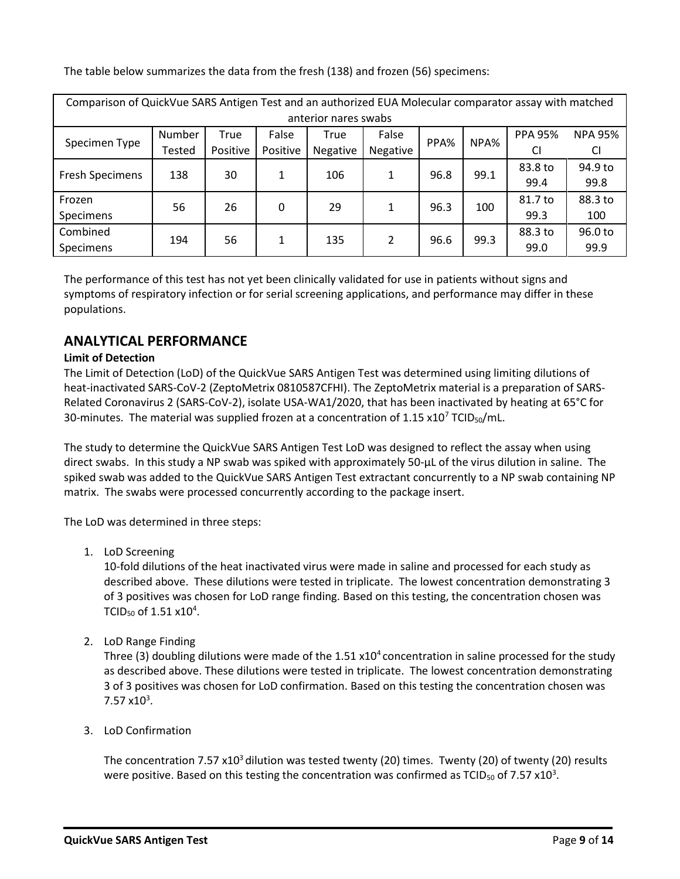The table below summarizes the data from the fresh (138) and frozen (56) specimens:

| Comparison of QuickVue SARS Antigen Test and an authorized EUA Molecular comparator assay with matched anterior nares swabs | | | | | | | | | |
|---|---|---|---|---|---|---|---|---|---|
| Specimen Type | Number Tested | True Positive | False Positive | True Negative | False Negative | PPA% | NPA% | PPA 95% CI | NPA 95% CI |
| Fresh Specimens | 138 | 30 | 1 | 106 | 1 | 96.8 | 99.1 | 83.8 to 99.4 | 94.9 to 99.8 |
| Frozen Specimens | 56 | 26 | 0 | 29 | 1 | 96.3 | 100 | 81.7 to 99.3 | 88.3 to 100 |
| Combined Specimens | 194 | 56 | 1 | 135 | 2 | 96.6 | 99.3 | 88.3 to 99.0 | 96.0 to 99.9 |

The performance of this test has not yet been clinically validated for use in patients without signs and symptoms of respiratory infection or for serial screening applications, and performance may differ in these populations.

## ANALYTICAL PERFORMANCE

**Limit of Detection**

The Limit of Detection (LoD) of the QuickVue SARS Antigen Test was determined using limiting dilutions of heat-inactivated SARS-CoV-2 (ZeptoMetrix 0810587CFHI). The ZeptoMetrix material is a preparation of SARS-Related Coronavirus 2 (SARS-CoV-2), isolate USA-WA1/2020, that has been inactivated by heating at 65°C for 30-minutes. The material was supplied frozen at a concentration of $1.15 \times 10^7$ $TCID_{50}$/mL.

The study to determine the QuickVue SARS Antigen Test LoD was designed to reflect the assay when using direct swabs. In this study a NP swab was spiked with approximately 50-µL of the virus dilution in saline. The spiked swab was added to the QuickVue SARS Antigen Test extractant concurrently to a NP swab containing NP matrix. The swabs were processed concurrently according to the package insert.

The LoD was determined in three steps:

1. LoD Screening
   10-fold dilutions of the heat inactivated virus were made in saline and processed for each study as described above. These dilutions were tested in triplicate. The lowest concentration demonstrating 3 of 3 positives was chosen for LoD range finding. Based on this testing, the concentration chosen was $TCID_{50}$ of $1.51 \times 10^4$.

2. LoD Range Finding
   Three (3) doubling dilutions were made of the $1.51 \times 10^4$ concentration in saline processed for the study as described above. These dilutions were tested in triplicate. The lowest concentration demonstrating 3 of 3 positives was chosen for LoD confirmation. Based on this testing the concentration chosen was $7.57 \times 10^3$.

3. LoD Confirmation

   The concentration $7.57 \times 10^3$ dilution was tested twenty (20) times. Twenty (20) of twenty (20) results were positive. Based on this testing the concentration was confirmed as $TCID_{50}$ of $7.57 \times 10^3$.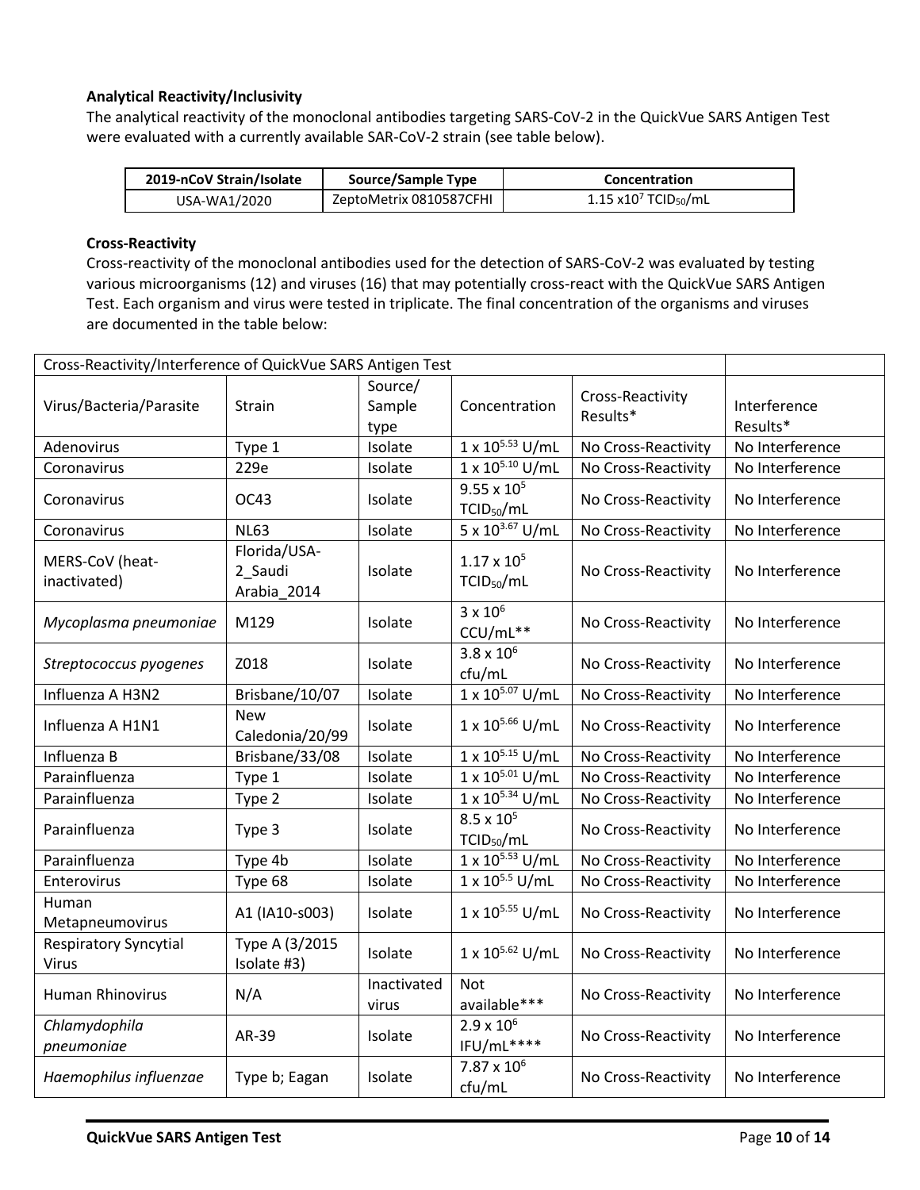**Analytical Reactivity/Inclusivity**

The analytical reactivity of the monoclonal antibodies targeting SARS-CoV-2 in the QuickVue SARS Antigen Test were evaluated with a currently available SAR-CoV-2 strain (see table below).

| 2019-nCoV Strain/Isolate | Source/Sample Type | Concentration |
|---|---|---|
| USA-WA1/2020 | ZeptoMetrix 0810587CFHI | 1.15 x$10^7$ $TCID_{50}$/mL |

**Cross-Reactivity**

Cross-reactivity of the monoclonal antibodies used for the detection of SARS-CoV-2 was evaluated by testing various microorganisms (12) and viruses (16) that may potentially cross-react with the QuickVue SARS Antigen Test. Each organism and virus were tested in triplicate. The final concentration of the organisms and viruses are documented in the table below:

| Cross-Reactivity/Interference of QuickVue SARS Antigen Test | | | | | |
|---|---|---|---|---|---|
| Virus/Bacteria/Parasite | Strain | Source/ Sample type | Concentration | Cross-Reactivity Results* | Interference Results* |
| Adenovirus | Type 1 | Isolate | 1 x $10^{5.53}$ U/mL | No Cross-Reactivity | No Interference |
| Coronavirus | 229e | Isolate | 1 x $10^{5.10}$ U/mL | No Cross-Reactivity | No Interference |
| Coronavirus | OC43 | Isolate | 9.55 x $10^5$ $TCID_{50}$/mL | No Cross-Reactivity | No Interference |
| Coronavirus | NL63 | Isolate | 5 x $10^{3.67}$ U/mL | No Cross-Reactivity | No Interference |
| MERS-CoV (heat-inactivated) | Florida/USA-2_Saudi Arabia_2014 | Isolate | 1.17 x $10^5$ $TCID_{50}$/mL | No Cross-Reactivity | No Interference |
| *Mycoplasma pneumoniae* | M129 | Isolate | 3 x $10^6$ CCU/mL** | No Cross-Reactivity | No Interference |
| *Streptococcus pyogenes* | Z018 | Isolate | 3.8 x $10^6$ cfu/mL | No Cross-Reactivity | No Interference |
| Influenza A H3N2 | Brisbane/10/07 | Isolate | 1 x $10^{5.07}$ U/mL | No Cross-Reactivity | No Interference |
| Influenza A H1N1 | New Caledonia/20/99 | Isolate | 1 x $10^{5.66}$ U/mL | No Cross-Reactivity | No Interference |
| Influenza B | Brisbane/33/08 | Isolate | 1 x $10^{5.15}$ U/mL | No Cross-Reactivity | No Interference |
| Parainfluenza | Type 1 | Isolate | 1 x $10^{5.01}$ U/mL | No Cross-Reactivity | No Interference |
| Parainfluenza | Type 2 | Isolate | 1 x $10^{5.34}$ U/mL | No Cross-Reactivity | No Interference |
| Parainfluenza | Type 3 | Isolate | 8.5 x $10^5$ $TCID_{50}$/mL | No Cross-Reactivity | No Interference |
| Parainfluenza | Type 4b | Isolate | 1 x $10^{5.53}$ U/mL | No Cross-Reactivity | No Interference |
| Enterovirus | Type 68 | Isolate | 1 x $10^{5.5}$ U/mL | No Cross-Reactivity | No Interference |
| Human Metapneumovirus | A1 (IA10-s003) | Isolate | 1 x $10^{5.55}$ U/mL | No Cross-Reactivity | No Interference |
| Respiratory Syncytial Virus | Type A (3/2015 Isolate #3) | Isolate | 1 x $10^{5.62}$ U/mL | No Cross-Reactivity | No Interference |
| Human Rhinovirus | N/A | Inactivated virus | Not available*** | No Cross-Reactivity | No Interference |
| *Chlamydophila pneumoniae* | AR-39 | Isolate | 2.9 x $10^6$ IFU/mL**** | No Cross-Reactivity | No Interference |
| *Haemophilus influenzae* | Type b; Eagan | Isolate | 7.87 x $10^6$ cfu/mL | No Cross-Reactivity | No Interference |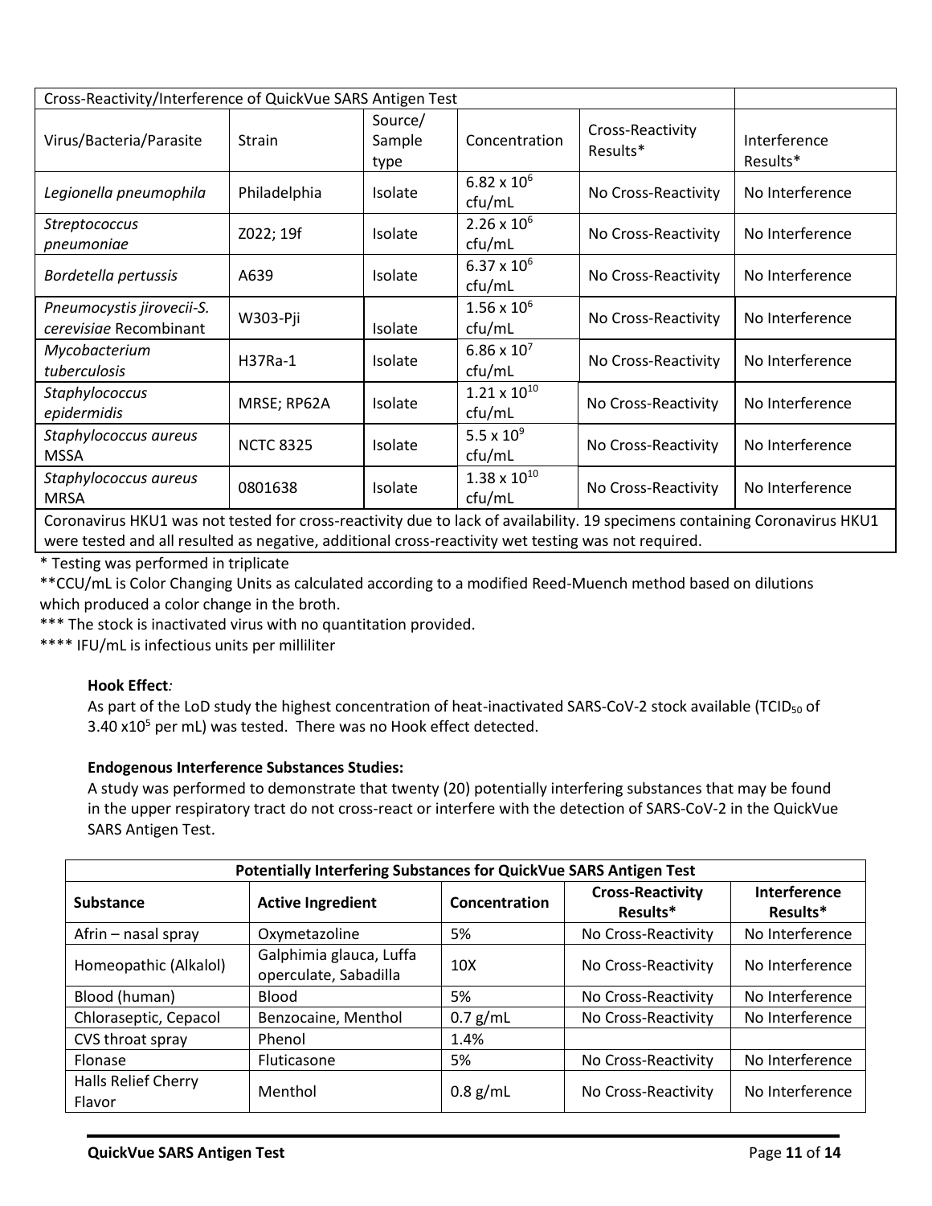| Cross-Reactivity/Interference of QuickVue SARS Antigen Test | | | | | |
|---|---|---|---|---|---|
| Virus/Bacteria/Parasite | Strain | Source/ Sample type | Concentration | Cross-Reactivity Results* | Interference Results* |
| *Legionella pneumophila* | Philadelphia | Isolate | $6.82 \times 10^6$ cfu/mL | No Cross-Reactivity | No Interference |
| *Streptococcus pneumoniae* | Z022; 19f | Isolate | $2.26 \times 10^6$ cfu/mL | No Cross-Reactivity | No Interference |
| *Bordetella pertussis* | A639 | Isolate | $6.37 \times 10^6$ cfu/mL | No Cross-Reactivity | No Interference |
| *Pneumocystis jirovecii-S. cerevisiae* Recombinant | W303-Pji | Isolate | $1.56 \times 10^6$ cfu/mL | No Cross-Reactivity | No Interference |
| *Mycobacterium tuberculosis* | H37Ra-1 | Isolate | $6.86 \times 10^7$ cfu/mL | No Cross-Reactivity | No Interference |
| *Staphylococcus epidermidis* | MRSE; RP62A | Isolate | $1.21 \times 10^{10}$ cfu/mL | No Cross-Reactivity | No Interference |
| *Staphylococcus aureus* MSSA | NCTC 8325 | Isolate | $5.5 \times 10^9$ cfu/mL | No Cross-Reactivity | No Interference |
| *Staphylococcus aureus* MRSA | 0801638 | Isolate | $1.38 \times 10^{10}$ cfu/mL | No Cross-Reactivity | No Interference |
| Coronavirus HKU1 was not tested for cross-reactivity due to lack of availability. 19 specimens containing Coronavirus HKU1 were tested and all resulted as negative, additional cross-reactivity wet testing was not required. | | | | | |

\* Testing was performed in triplicate

** CCU/mL is Color Changing Units as calculated according to a modified Reed-Muench method based on dilutions which produced a color change in the broth.

*** The stock is inactivated virus with no quantitation provided.

**** IFU/mL is infectious units per milliliter

**Hook Effect***:*

As part of the LoD study the highest concentration of heat-inactivated SARS-CoV-2 stock available ($TCID_{50}$ of $3.40 \times 10^5$ per mL) was tested. There was no Hook effect detected.

**Endogenous Interference Substances Studies:**

A study was performed to demonstrate that twenty (20) potentially interfering substances that may be found in the upper respiratory tract do not cross-react or interfere with the detection of SARS-CoV-2 in the QuickVue SARS Antigen Test.

| Potentially Interfering Substances for QuickVue SARS Antigen Test | | | | |
|---|---|---|---|---|
| **Substance** | **Active Ingredient** | **Concentration** | **Cross-Reactivity Results*** | **Interference Results*** |
| Afrin – nasal spray | Oxymetazoline | 5% | No Cross-Reactivity | No Interference |
| Homeopathic (Alkalol) | Galphimia glauca, Luffa operculate, Sabadilla | 10X | No Cross-Reactivity | No Interference |
| Blood (human) | Blood | 5% | No Cross-Reactivity | No Interference |
| Chloraseptic, Cepacol | Benzocaine, Menthol | 0.7 g/mL | No Cross-Reactivity | No Interference |
| CVS throat spray | Phenol | 1.4% | | |
| Flonase | Fluticasone | 5% | No Cross-Reactivity | No Interference |
| Halls Relief Cherry Flavor | Menthol | 0.8 g/mL | No Cross-Reactivity | No Interference |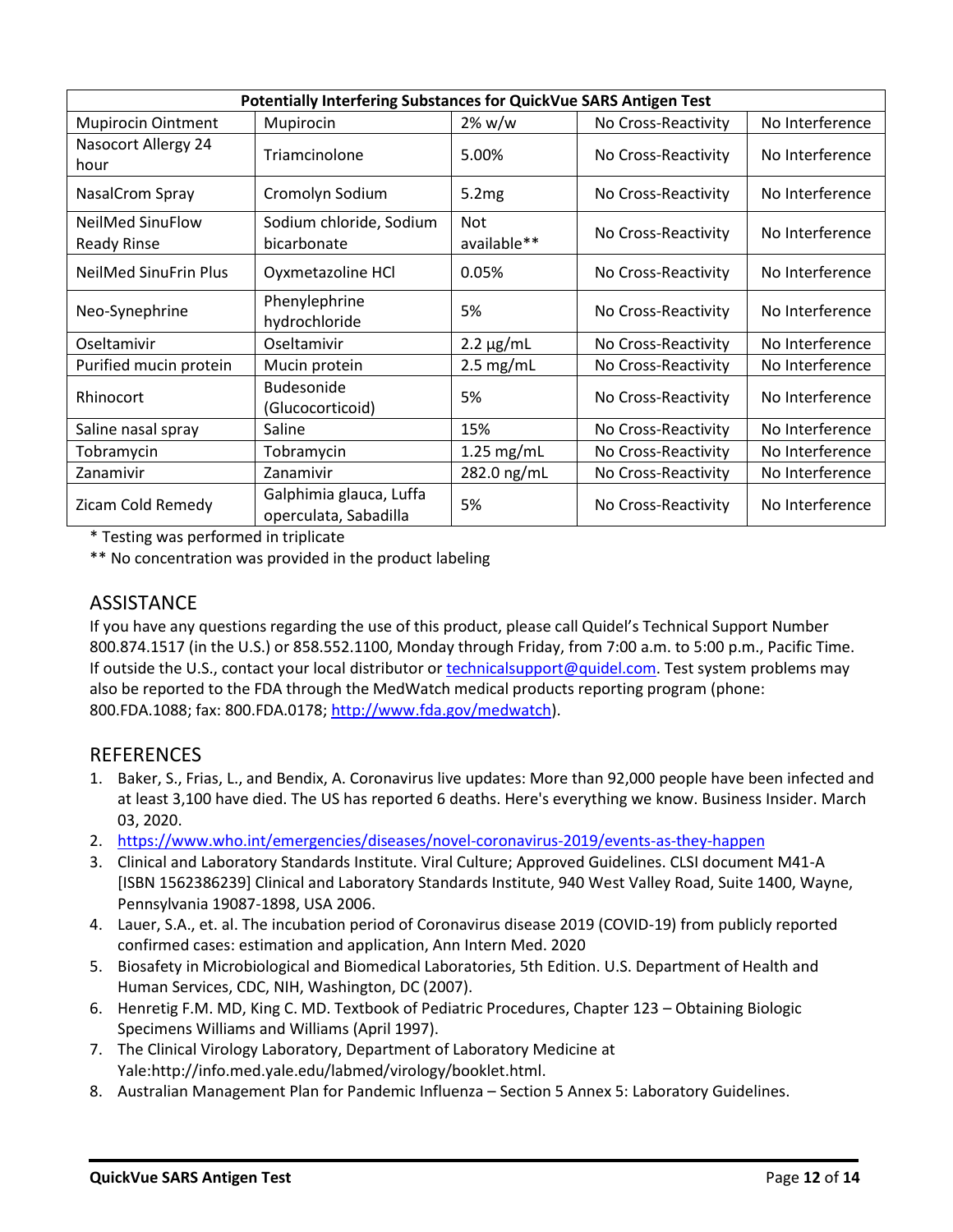| Potentially Interfering Substances for QuickVue SARS Antigen Test | | | | |
|---|---|---|---|---|
| Mupirocin Ointment | Mupirocin | 2% w/w | No Cross-Reactivity | No Interference |
| Nasocort Allergy 24 hour | Triamcinolone | 5.00% | No Cross-Reactivity | No Interference |
| NasalCrom Spray | Cromolyn Sodium | 5.2mg | No Cross-Reactivity | No Interference |
| NeilMed SinuFlow Ready Rinse | Sodium chloride, Sodium bicarbonate | Not available** | No Cross-Reactivity | No Interference |
| NeilMed SinuFrin Plus | Oyxmetazoline HCl | 0.05% | No Cross-Reactivity | No Interference |
| Neo-Synephrine | Phenylephrine hydrochloride | 5% | No Cross-Reactivity | No Interference |
| Oseltamivir | Oseltamivir | 2.2 µg/mL | No Cross-Reactivity | No Interference |
| Purified mucin protein | Mucin protein | 2.5 mg/mL | No Cross-Reactivity | No Interference |
| Rhinocort | Budesonide (Glucocorticoid) | 5% | No Cross-Reactivity | No Interference |
| Saline nasal spray | Saline | 15% | No Cross-Reactivity | No Interference |
| Tobramycin | Tobramycin | 1.25 mg/mL | No Cross-Reactivity | No Interference |
| Zanamivir | Zanamivir | 282.0 ng/mL | No Cross-Reactivity | No Interference |
| Zicam Cold Remedy | Galphimia glauca, Luffa operculata, Sabadilla | 5% | No Cross-Reactivity | No Interference |

* Testing was performed in triplicate

** No concentration was provided in the product labeling

## ASSISTANCE

If you have any questions regarding the use of this product, please call Quidel's Technical Support Number 800.874.1517 (in the U.S.) or 858.552.1100, Monday through Friday, from 7:00 a.m. to 5:00 p.m., Pacific Time. If outside the U.S., contact your local distributor or technicalsupport@quidel.com. Test system problems may also be reported to the FDA through the MedWatch medical products reporting program (phone: 800.FDA.1088; fax: 800.FDA.0178; http://www.fda.gov/medwatch).

## REFERENCES

1. Baker, S., Frias, L., and Bendix, A. Coronavirus live updates: More than 92,000 people have been infected and at least 3,100 have died. The US has reported 6 deaths. Here's everything we know. Business Insider. March 03, 2020.
2. https://www.who.int/emergencies/diseases/novel-coronavirus-2019/events-as-they-happen
3. Clinical and Laboratory Standards Institute. Viral Culture; Approved Guidelines. CLSI document M41-A [ISBN 1562386239] Clinical and Laboratory Standards Institute, 940 West Valley Road, Suite 1400, Wayne, Pennsylvania 19087-1898, USA 2006.
4. Lauer, S.A., et. al. The incubation period of Coronavirus disease 2019 (COVID-19) from publicly reported confirmed cases: estimation and application, Ann Intern Med. 2020
5. Biosafety in Microbiological and Biomedical Laboratories, 5th Edition. U.S. Department of Health and Human Services, CDC, NIH, Washington, DC (2007).
6. Henretig F.M. MD, King C. MD. Textbook of Pediatric Procedures, Chapter 123 – Obtaining Biologic Specimens Williams and Williams (April 1997).
7. The Clinical Virology Laboratory, Department of Laboratory Medicine at Yale:http://info.med.yale.edu/labmed/virology/booklet.html.
8. Australian Management Plan for Pandemic Influenza – Section 5 Annex 5: Laboratory Guidelines.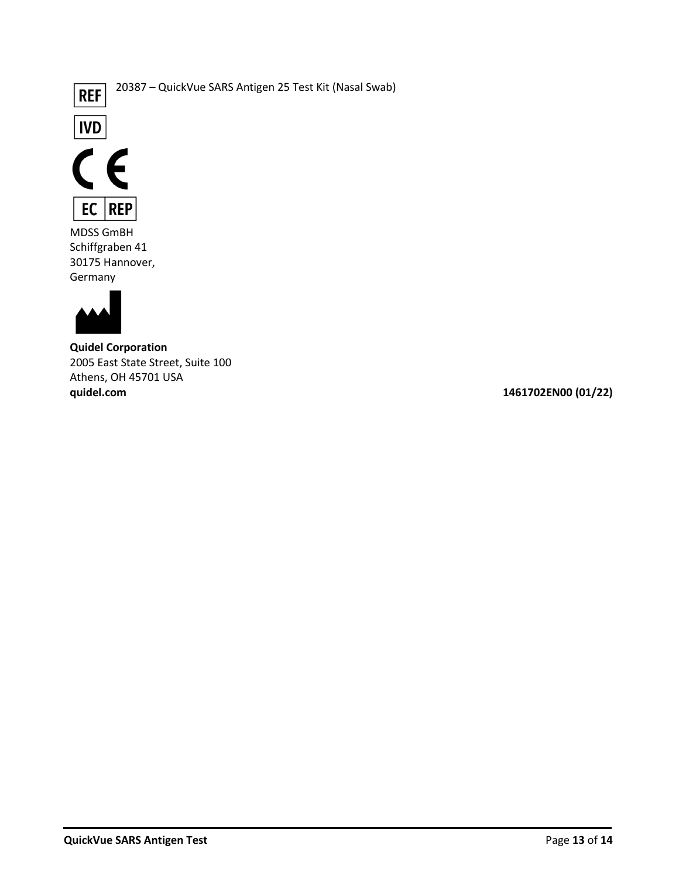REF 20387 – QuickVue SARS Antigen 25 Test Kit (Nasal Swab)

IVD

CE

EC REP

MDSS GmBH
Schiffgraben 41
30175 Hannover,
Germany

**Quidel Corporation**
2005 East State Street, Suite 100
Athens, OH 45701 USA
**quidel.com**

**1461702EN00 (01/22)**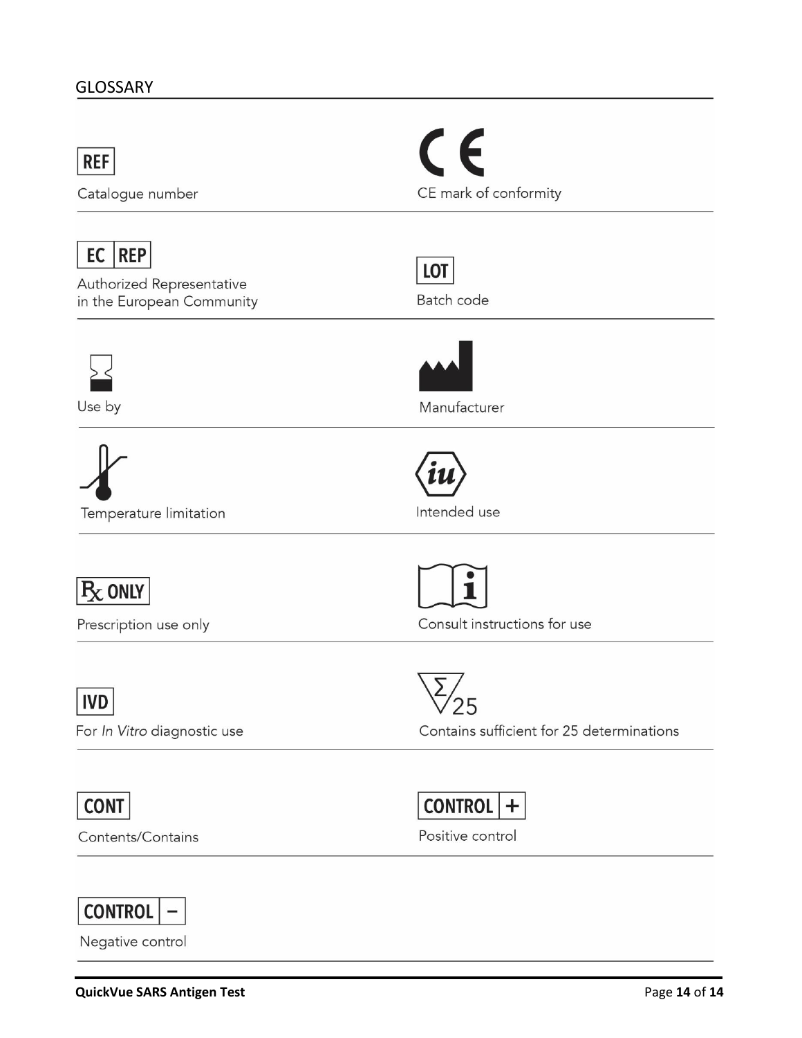## GLOSSARY

REF
Catalogue number

CE
CE mark of conformity

EC REP
Authorized Representative in the European Community

LOT
Batch code

Use by

Manufacturer

Temperature limitation

iu
Intended use

℞ ONLY
Prescription use only

Consult instructions for use

IVD
For *In Vitro* diagnostic use

Σ 25
Contains sufficient for 25 determinations

CONT
Contents/Contains

CONTROL +
Positive control

CONTROL –
Negative control